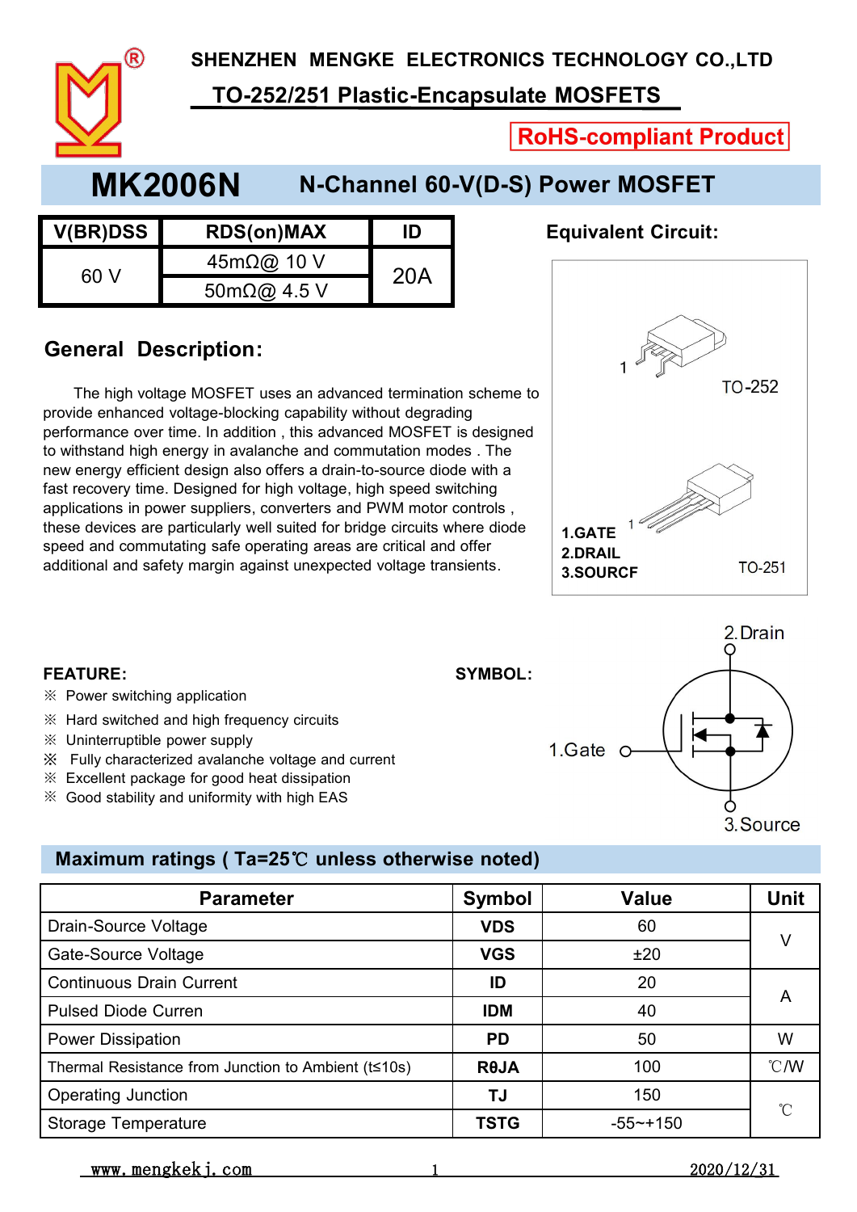SHENZHEN MENGKE ELECTRONICS TECHNOLOGY CO.,LTD

TO-252/251 Plastic-Encapsulate MOSFETS

RoHS-compliant Product

# MK2006N N-Channel 60-V(D-S) Power MOSFET

| V(BR)DSS | RDS(on)MAX | ID |
|---|---|---|
| 60 V | 45mΩ@ 10 V | 20A |
| | 50mΩ@ 4.5 V | |

**Equivalent Circuit:**

TO-252

TO-251

1.GATE
2.DRAIL
3.SOURCF

## General Description:

The high voltage MOSFET uses an advanced termination scheme to provide enhanced voltage-blocking capability without degrading performance over time. In addition , this advanced MOSFET is designed to withstand high energy in avalanche and commutation modes . The new energy efficient design also offers a drain-to-source diode with a fast recovery time. Designed for high voltage, high speed switching applications in power suppliers, converters and PWM motor controls , these devices are particularly well suited for bridge circuits where diode speed and commutating safe operating areas are critical and offer additional and safety margin against unexpected voltage transients.

**FEATURE:**

※ Power switching application
※ Hard switched and high frequency circuits
※ Uninterruptible power supply
※ Fully characterized avalanche voltage and current
※ Excellent package for good heat dissipation
※ Good stability and uniformity with high EAS

**SYMBOL:**

2.Drain
1.Gate
3.Source

## Maximum ratings ( Ta=25℃ unless otherwise noted)

| Parameter | Symbol | Value | Unit |
|---|---|---|---|
| Drain-Source Voltage | VDS | 60 | V |
| Gate-Source Voltage | VGS | ±20 | |
| Continuous Drain Current | ID | 20 | A |
| Pulsed Diode Curren | IDM | 40 | |
| Power Dissipation | PD | 50 | W |
| Thermal Resistance from Junction to Ambient (t≤10s) | RθJA | 100 | ℃/W |
| Operating Junction | TJ | 150 | ℃ |
| Storage Temperature | TSTG | -55~+150 | |

www.mengkekj.com 2020/12/31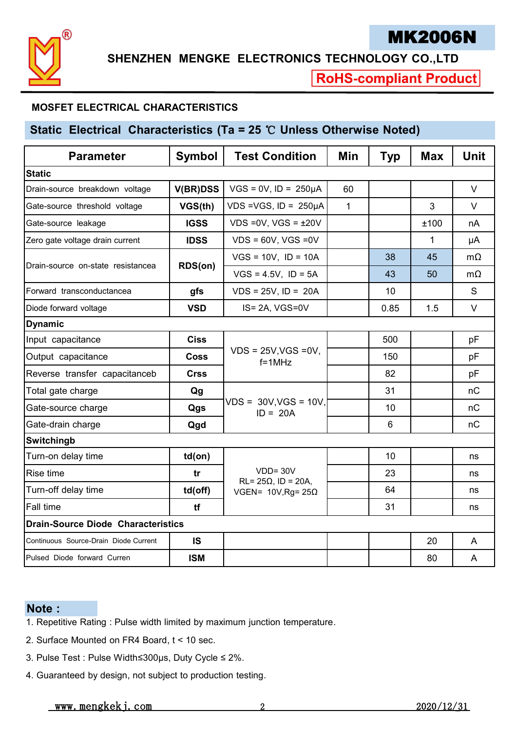# MK2006N

**SHENZHEN MENGKE ELECTRONICS TECHNOLOGY CO.,LTD**

**RoHS-compliant Product**

## MOSFET ELECTRICAL CHARACTERISTICS

### Static Electrical Characteristics (Ta = 25 ℃ Unless Otherwise Noted)

| Parameter | Symbol | Test Condition | Min | Typ | Max | Unit |
|---|---|---|---|---|---|---|
| **Static** | | | | | | |
| Drain-source breakdown voltage | **V(BR)DSS** | VGS = 0V, ID = 250μA | 60 | | | V |
| Gate-source threshold voltage | **VGS(th)** | VDS =VGS, ID = 250μA | 1 | | 3 | V |
| Gate-source leakage | **IGSS** | VDS =0V, VGS = ±20V | | | ±100 | nA |
| Zero gate voltage drain current | **IDSS** | VDS = 60V, VGS =0V | | | 1 | μA |
| Drain-source on-state resistancea | **RDS(on)** | VGS = 10V, ID = 10A | | 38 | 45 | mΩ |
| | | VGS = 4.5V, ID = 5A | | 43 | 50 | mΩ |
| Forward transconductancea | **gfs** | VDS = 25V, ID = 20A | | 10 | | S |
| Diode forward voltage | **VSD** | IS= 2A, VGS=0V | | 0.85 | 1.5 | V |
| **Dynamic** | | | | | | |
| Input capacitance | **Ciss** | VDS = 25V,VGS =0V, f=1MHz | | 500 | | pF |
| Output capacitance | **Coss** | | | 150 | | pF |
| Reverse transfer capacitanceb | **Crss** | | | 82 | | pF |
| Total gate charge | **Qg** | VDS = 30V,VGS = 10V, ID = 20A | | 31 | | nC |
| Gate-source charge | **Qgs** | | | 10 | | nC |
| Gate-drain charge | **Qgd** | | | 6 | | nC |
| **Switchingb** | | | | | | |
| Turn-on delay time | **td(on)** | VDD= 30V RL= 25Ω, ID = 20A, VGEN= 10V,Rg= 25Ω | | 10 | | ns |
| Rise time | **tr** | | | 23 | | ns |
| Turn-off delay time | **td(off)** | | | 64 | | ns |
| Fall time | **tf** | | | 31 | | ns |
| **Drain-Source Diode Characteristics** | | | | | | |
| Continuous Source-Drain Diode Current | **IS** | | | | 20 | A |
| Pulsed Diode forward Curren | **ISM** | | | | 80 | A |

**Note :**

1. Repetitive Rating : Pulse width limited by maximum junction temperature.
2. Surface Mounted on FR4 Board, t < 10 sec.
3. Pulse Test : Pulse Width≤300μs, Duty Cycle ≤ 2%.
4. Guaranteed by design, not subject to production testing.

www.mengkekj.com 2020/12/31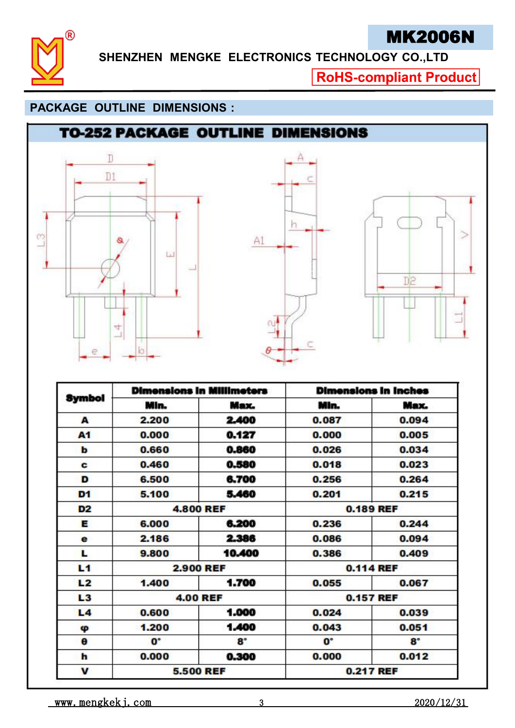# MK2006N

SHENZHEN MENGKE ELECTRONICS TECHNOLOGY CO.,LTD

RoHS-compliant Product

## PACKAGE OUTLINE DIMENSIONS :

### TO-252 PACKAGE OUTLINE DIMENSIONS

| Symbol | Dimensions In Millimeters | | Dimensions In Inches | |
|---|---|---|---|---|
| | Min. | Max. | Min. | Max. |
| A | 2.200 | 2.400 | 0.087 | 0.094 |
| A1 | 0.000 | 0.127 | 0.000 | 0.005 |
| b | 0.660 | 0.860 | 0.026 | 0.034 |
| c | 0.460 | 0.580 | 0.018 | 0.023 |
| D | 6.500 | 6.700 | 0.256 | 0.264 |
| D1 | 5.100 | 5.460 | 0.201 | 0.215 |
| D2 | 4.800 REF | | 0.189 REF | |
| E | 6.000 | 6.200 | 0.236 | 0.244 |
| e | 2.186 | 2.386 | 0.086 | 0.094 |
| L | 9.800 | 10.400 | 0.386 | 0.409 |
| L1 | 2.900 REF | | 0.114 REF | |
| L2 | 1.400 | 1.700 | 0.055 | 0.067 |
| L3 | 4.00 REF | | 0.157 REF | |
| L4 | 0.600 | 1.000 | 0.024 | 0.039 |
| φ | 1.200 | 1.400 | 0.043 | 0.051 |
| θ | 0° | 8° | 0° | 8° |
| h | 0.000 | 0.300 | 0.000 | 0.012 |
| V | 5.500 REF | | 0.217 REF | |

www.mengkekj.com 2020/12/31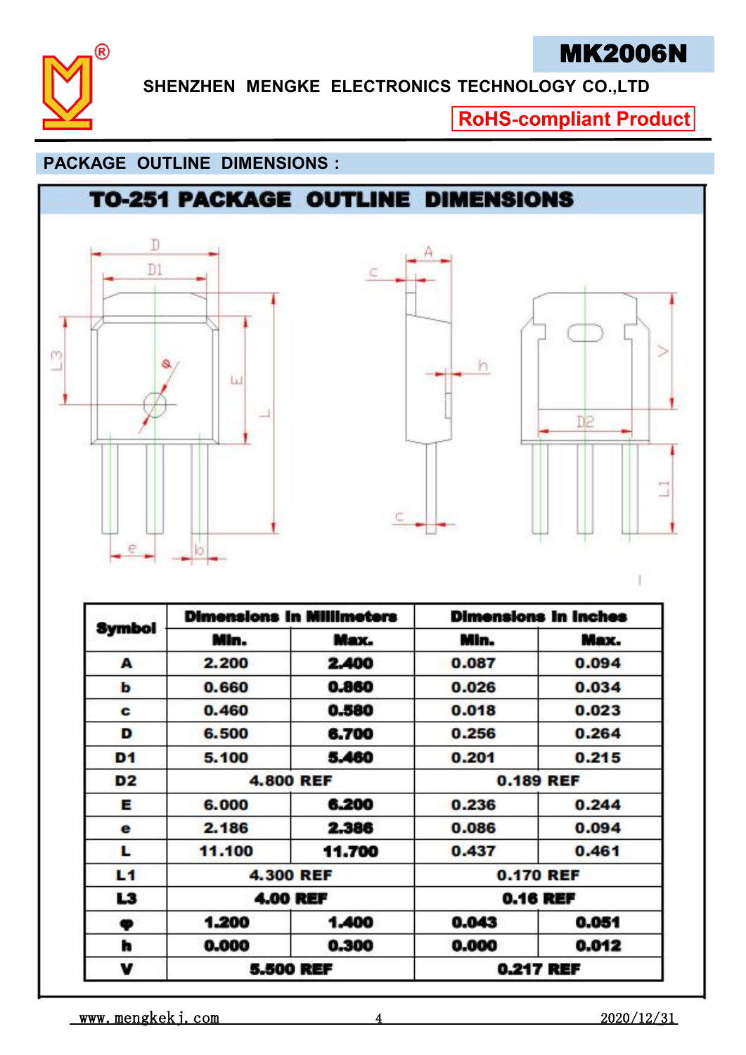MK2006N

SHENZHEN MENGKE ELECTRONICS TECHNOLOGY CO.,LTD

RoHS-compliant Product

## PACKAGE OUTLINE DIMENSIONS :

### TO-251 PACKAGE OUTLINE DIMENSIONS

| Symbol | Dimensions In Millimeters | | Dimensions In Inches | |
|---|---|---|---|---|
| | Min. | Max. | Min. | Max. |
| A | 2.200 | 2.400 | 0.087 | 0.094 |
| b | 0.660 | 0.860 | 0.026 | 0.034 |
| c | 0.460 | 0.580 | 0.018 | 0.023 |
| D | 6.500 | 6.700 | 0.256 | 0.264 |
| D1 | 5.100 | 5.460 | 0.201 | 0.215 |
| D2 | 4.800 REF | | 0.189 REF | |
| E | 6.000 | 6.200 | 0.236 | 0.244 |
| e | 2.186 | 2.386 | 0.086 | 0.094 |
| L | 11.100 | 11.700 | 0.437 | 0.461 |
| L1 | 4.300 REF | | 0.170 REF | |
| L3 | 4.00 REF | | 0.16 REF | |
| φ | 1.200 | 1.400 | 0.043 | 0.051 |
| h | 0.000 | 0.300 | 0.000 | 0.012 |
| V | 5.500 REF | | 0.217 REF | |

www.mengkekj.com 2020/12/31